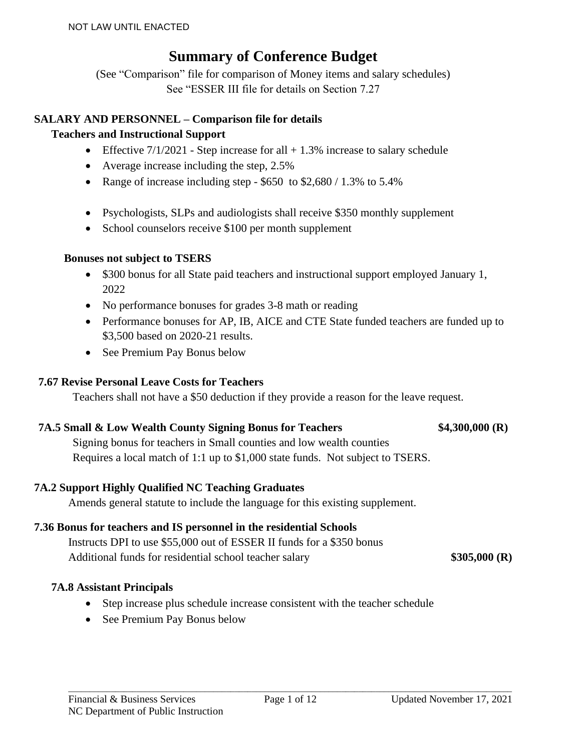NOT LAW UNTIL ENACTED

# Summary of Conference Budget

(See "Comparison" file for comparison of Money items and salary schedules)
See "ESSER III file for details on Section 7.27

## SALARY AND PERSONNEL – Comparison file for details

### Teachers and Instructional Support

- Effective 7/1/2021 - Step increase for all + 1.3% increase to salary schedule
- Average increase including the step, 2.5%
- Range of increase including step - $650 to $2,680 / 1.3% to 5.4%

- Psychologists, SLPs and audiologists shall receive $350 monthly supplement
- School counselors receive $100 per month supplement

### Bonuses not subject to TSERS

- $300 bonus for all State paid teachers and instructional support employed January 1, 2022
- No performance bonuses for grades 3-8 math or reading
- Performance bonuses for AP, IB, AICE and CTE State funded teachers are funded up to $3,500 based on 2020-21 results.
- See Premium Pay Bonus below

### 7.67 Revise Personal Leave Costs for Teachers

Teachers shall not have a $50 deduction if they provide a reason for the leave request.

### 7A.5 Small & Low Wealth County Signing Bonus for Teachers — $4,300,000 (R)

Signing bonus for teachers in Small counties and low wealth counties
Requires a local match of 1:1 up to $1,000 state funds. Not subject to TSERS.

### 7A.2 Support Highly Qualified NC Teaching Graduates

Amends general statute to include the language for this existing supplement.

### 7.36 Bonus for teachers and IS personnel in the residential Schools

Instructs DPI to use $55,000 out of ESSER II funds for a $350 bonus
Additional funds for residential school teacher salary — **$305,000 (R)**

### 7A.8 Assistant Principals

- Step increase plus schedule increase consistent with the teacher schedule
- See Premium Pay Bonus below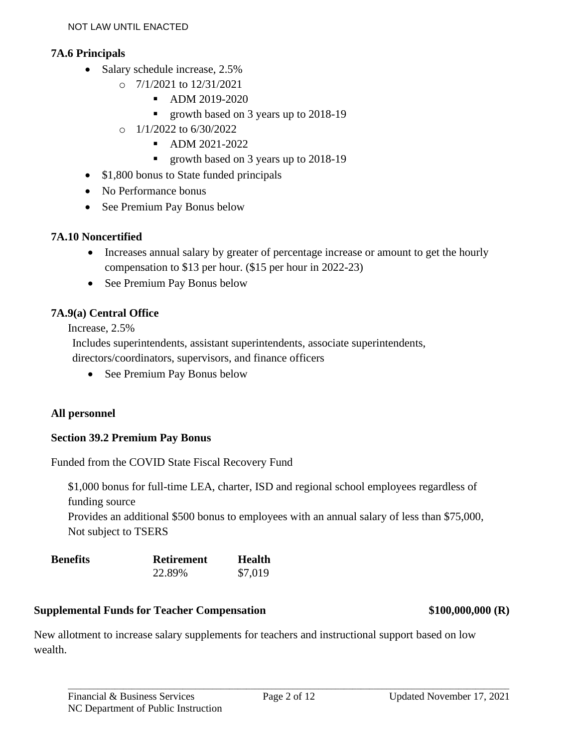### 7A.6 Principals

- Salary schedule increase, 2.5%
  - 7/1/2021 to 12/31/2021
    - ADM 2019-2020
    - growth based on 3 years up to 2018-19
  - 1/1/2022 to 6/30/2022
    - ADM 2021-2022
    - growth based on 3 years up to 2018-19
- $1,800 bonus to State funded principals
- No Performance bonus
- See Premium Pay Bonus below

### 7A.10 Noncertified

- Increases annual salary by greater of percentage increase or amount to get the hourly compensation to $13 per hour. ($15 per hour in 2022-23)
- See Premium Pay Bonus below

### 7A.9(a) Central Office

Increase, 2.5%

Includes superintendents, assistant superintendents, associate superintendents, directors/coordinators, supervisors, and finance officers

- See Premium Pay Bonus below

### All personnel

### Section 39.2 Premium Pay Bonus

Funded from the COVID State Fiscal Recovery Fund

$1,000 bonus for full-time LEA, charter, ISD and regional school employees regardless of funding source

Provides an additional $500 bonus to employees with an annual salary of less than $75,000, Not subject to TSERS

| **Benefits** | **Retirement** | **Health** |
|---|---|---|
| | 22.89% | $7,019 |

### Supplemental Funds for Teacher Compensation — $100,000,000 (R)

New allotment to increase salary supplements for teachers and instructional support based on low wealth.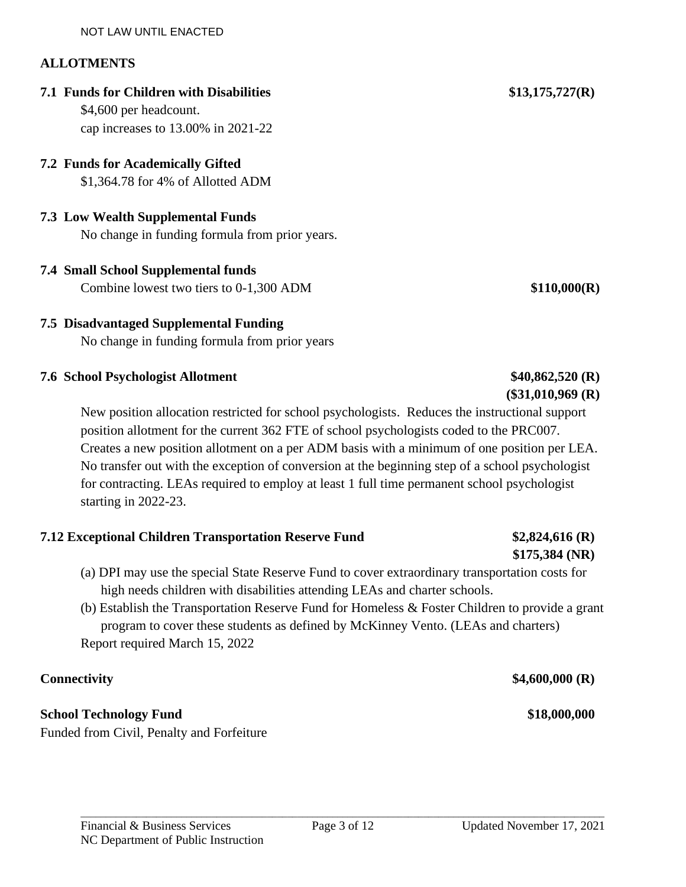NOT LAW UNTIL ENACTED

## ALLOTMENTS

**7.1 Funds for Children with Disabilities** **$13,175,727(R)**

$4,600 per headcount.
cap increases to 13.00% in 2021-22

**7.2 Funds for Academically Gifted**

$1,364.78 for 4% of Allotted ADM

**7.3 Low Wealth Supplemental Funds**

No change in funding formula from prior years.

**7.4 Small School Supplemental funds**

Combine lowest two tiers to 0-1,300 ADM **$110,000(R)**

**7.5 Disadvantaged Supplemental Funding**

No change in funding formula from prior years

**7.6 School Psychologist Allotment** **$40,862,520 (R)** **($31,010,969 (R)**

New position allocation restricted for school psychologists. Reduces the instructional support position allotment for the current 362 FTE of school psychologists coded to the PRC007. Creates a new position allotment on a per ADM basis with a minimum of one position per LEA. No transfer out with the exception of conversion at the beginning step of a school psychologist for contracting. LEAs required to employ at least 1 full time permanent school psychologist starting in 2022-23.

**7.12 Exceptional Children Transportation Reserve Fund** **$2,824,616 (R)** **$175,384 (NR)**

(a) DPI may use the special State Reserve Fund to cover extraordinary transportation costs for high needs children with disabilities attending LEAs and charter schools.
(b) Establish the Transportation Reserve Fund for Homeless & Foster Children to provide a grant program to cover these students as defined by McKinney Vento. (LEAs and charters)

Report required March 15, 2022

**Connectivity** **$4,600,000 (R)**

**School Technology Fund** **$18,000,000**

Funded from Civil, Penalty and Forfeiture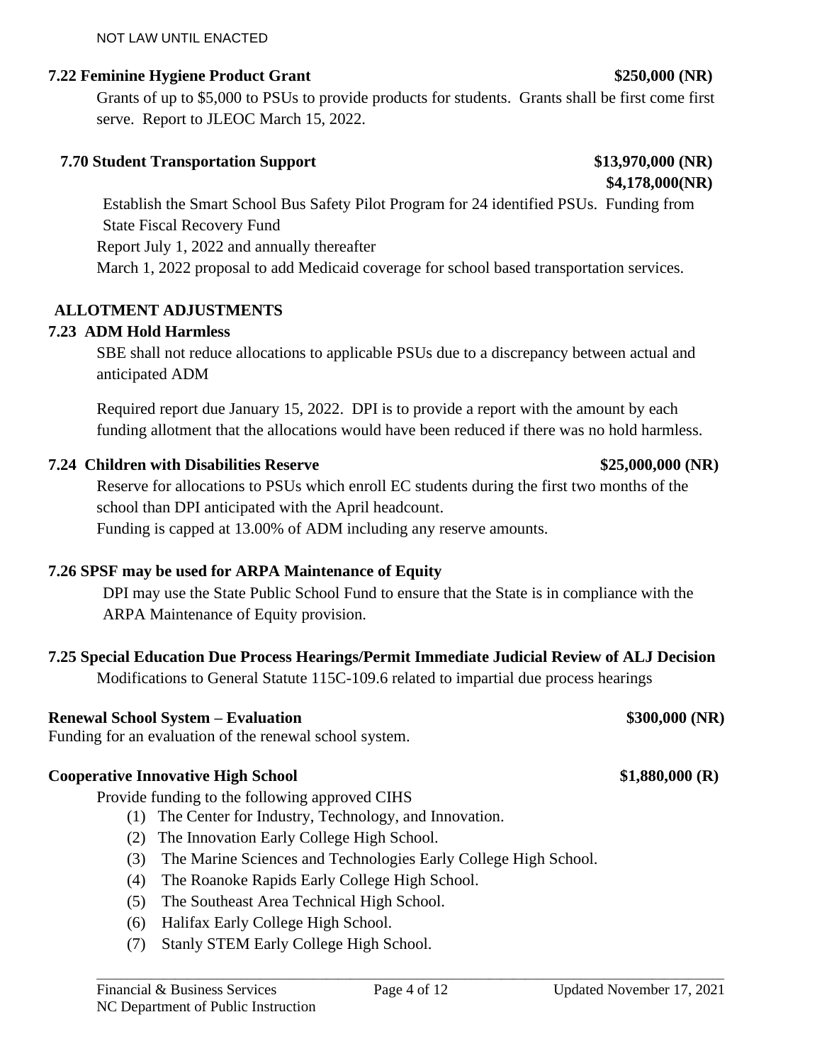NOT LAW UNTIL ENACTED

**7.22 Feminine Hygiene Product Grant** **$250,000 (NR)**

Grants of up to $5,000 to PSUs to provide products for students. Grants shall be first come first serve. Report to JLEOC March 15, 2022.

**7.70 Student Transportation Support** **$13,970,000 (NR)**
**$4,178,000(NR)**

Establish the Smart School Bus Safety Pilot Program for 24 identified PSUs. Funding from State Fiscal Recovery Fund

Report July 1, 2022 and annually thereafter

March 1, 2022 proposal to add Medicaid coverage for school based transportation services.

**ALLOTMENT ADJUSTMENTS**

**7.23 ADM Hold Harmless**

SBE shall not reduce allocations to applicable PSUs due to a discrepancy between actual and anticipated ADM

Required report due January 15, 2022. DPI is to provide a report with the amount by each funding allotment that the allocations would have been reduced if there was no hold harmless.

**7.24 Children with Disabilities Reserve** **$25,000,000 (NR)**

Reserve for allocations to PSUs which enroll EC students during the first two months of the school than DPI anticipated with the April headcount.

Funding is capped at 13.00% of ADM including any reserve amounts.

**7.26 SPSF may be used for ARPA Maintenance of Equity**

DPI may use the State Public School Fund to ensure that the State is in compliance with the ARPA Maintenance of Equity provision.

**7.25 Special Education Due Process Hearings/Permit Immediate Judicial Review of ALJ Decision**

Modifications to General Statute 115C-109.6 related to impartial due process hearings

**Renewal School System – Evaluation** **$300,000 (NR)**

Funding for an evaluation of the renewal school system.

**Cooperative Innovative High School** **$1,880,000 (R)**

Provide funding to the following approved CIHS

(1) The Center for Industry, Technology, and Innovation.
(2) The Innovation Early College High School.
(3) The Marine Sciences and Technologies Early College High School.
(4) The Roanoke Rapids Early College High School.
(5) The Southeast Area Technical High School.
(6) Halifax Early College High School.
(7) Stanly STEM Early College High School.

Financial & Business Services
NC Department of Public Instruction
Updated November 17, 2021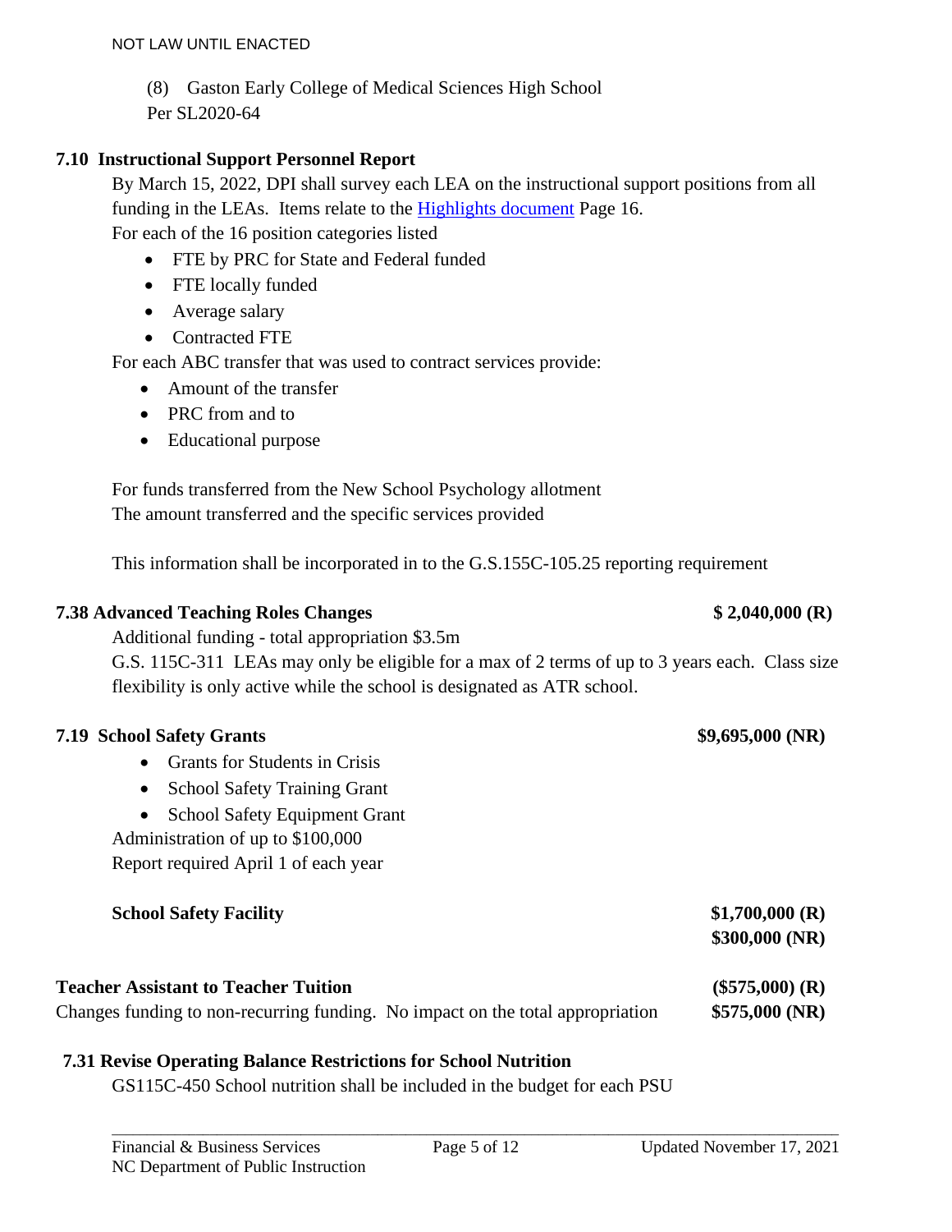NOT LAW UNTIL ENACTED

(8) Gaston Early College of Medical Sciences High School
Per SL2020-64

**7.10 Instructional Support Personnel Report**

By March 15, 2022, DPI shall survey each LEA on the instructional support positions from all funding in the LEAs. Items relate to the [Highlights document](#) Page 16.

For each of the 16 position categories listed

- FTE by PRC for State and Federal funded
- FTE locally funded
- Average salary
- Contracted FTE

For each ABC transfer that was used to contract services provide:

- Amount of the transfer
- PRC from and to
- Educational purpose

For funds transferred from the New School Psychology allotment
The amount transferred and the specific services provided

This information shall be incorporated in to the G.S.155C-105.25 reporting requirement

**7.38 Advanced Teaching Roles Changes** **$ 2,040,000 (R)**

Additional funding - total appropriation $3.5m

G.S. 115C-311 LEAs may only be eligible for a max of 2 terms of up to 3 years each. Class size flexibility is only active while the school is designated as ATR school.

**7.19 School Safety Grants** **$9,695,000 (NR)**

- Grants for Students in Crisis
- School Safety Training Grant
- School Safety Equipment Grant

Administration of up to $100,000
Report required April 1 of each year

**School Safety Facility** **$1,700,000 (R)**
**$300,000 (NR)**

**Teacher Assistant to Teacher Tuition** **($575,000) (R)**
Changes funding to non-recurring funding. No impact on the total appropriation **$575,000 (NR)**

**7.31 Revise Operating Balance Restrictions for School Nutrition**

GS115C-450 School nutrition shall be included in the budget for each PSU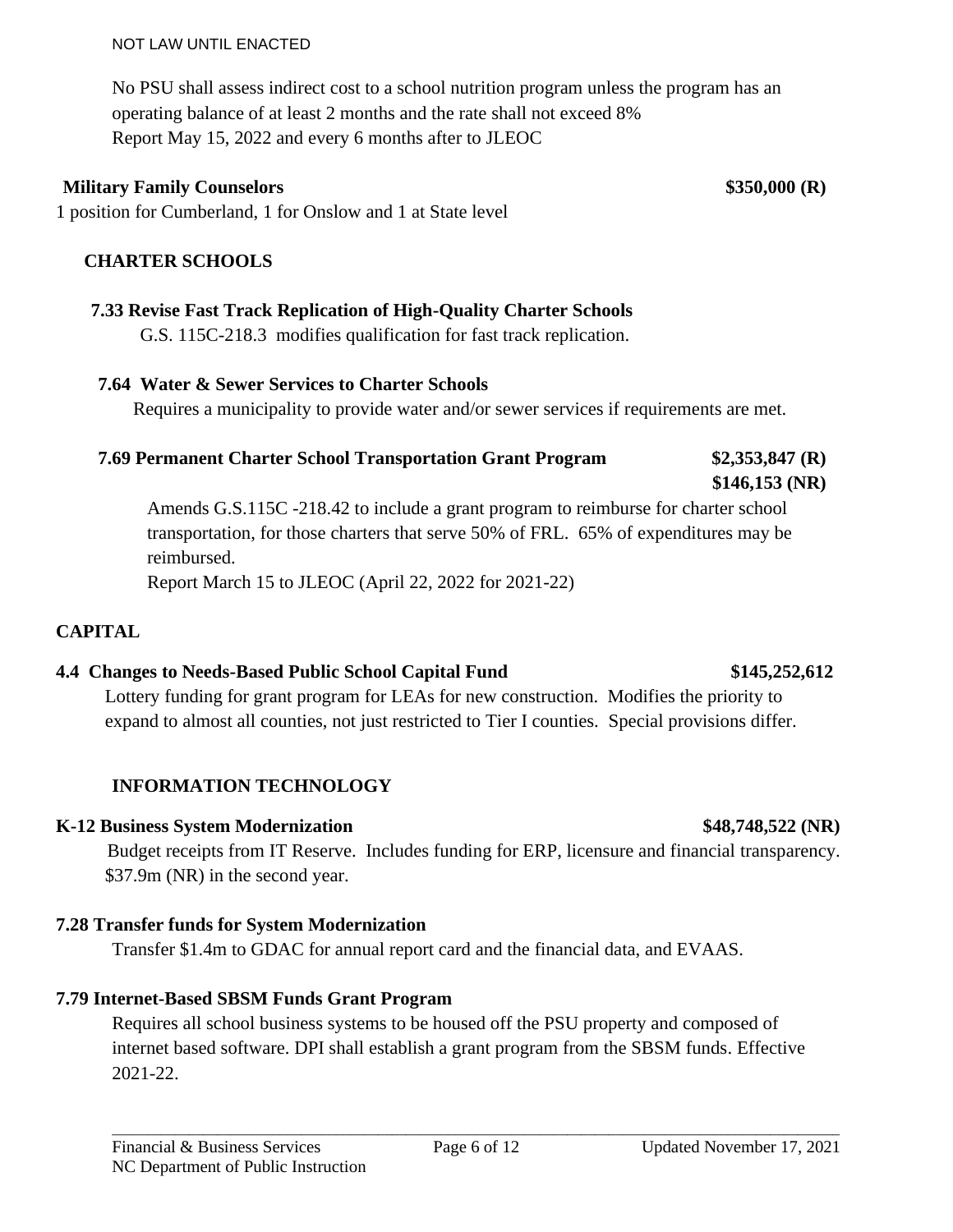NOT LAW UNTIL ENACTED

No PSU shall assess indirect cost to a school nutrition program unless the program has an operating balance of at least 2 months and the rate shall not exceed 8%
Report May 15, 2022 and every 6 months after to JLEOC

**Military Family Counselors** **$350,000 (R)**

1 position for Cumberland, 1 for Onslow and 1 at State level

## CHARTER SCHOOLS

### 7.33 Revise Fast Track Replication of High-Quality Charter Schools

G.S. 115C-218.3 modifies qualification for fast track replication.

### 7.64 Water & Sewer Services to Charter Schools

Requires a municipality to provide water and/or sewer services if requirements are met.

### 7.69 Permanent Charter School Transportation Grant Program **$2,353,847 (R)** **$146,153 (NR)**

Amends G.S.115C -218.42 to include a grant program to reimburse for charter school transportation, for those charters that serve 50% of FRL. 65% of expenditures may be reimbursed.
Report March 15 to JLEOC (April 22, 2022 for 2021-22)

## CAPITAL

### 4.4 Changes to Needs-Based Public School Capital Fund **$145,252,612**

Lottery funding for grant program for LEAs for new construction. Modifies the priority to expand to almost all counties, not just restricted to Tier I counties. Special provisions differ.

## INFORMATION TECHNOLOGY

### K-12 Business System Modernization **$48,748,522 (NR)**

Budget receipts from IT Reserve. Includes funding for ERP, licensure and financial transparency. $37.9m (NR) in the second year.

### 7.28 Transfer funds for System Modernization

Transfer $1.4m to GDAC for annual report card and the financial data, and EVAAS.

### 7.79 Internet-Based SBSM Funds Grant Program

Requires all school business systems to be housed off the PSU property and composed of internet based software. DPI shall establish a grant program from the SBSM funds. Effective 2021-22.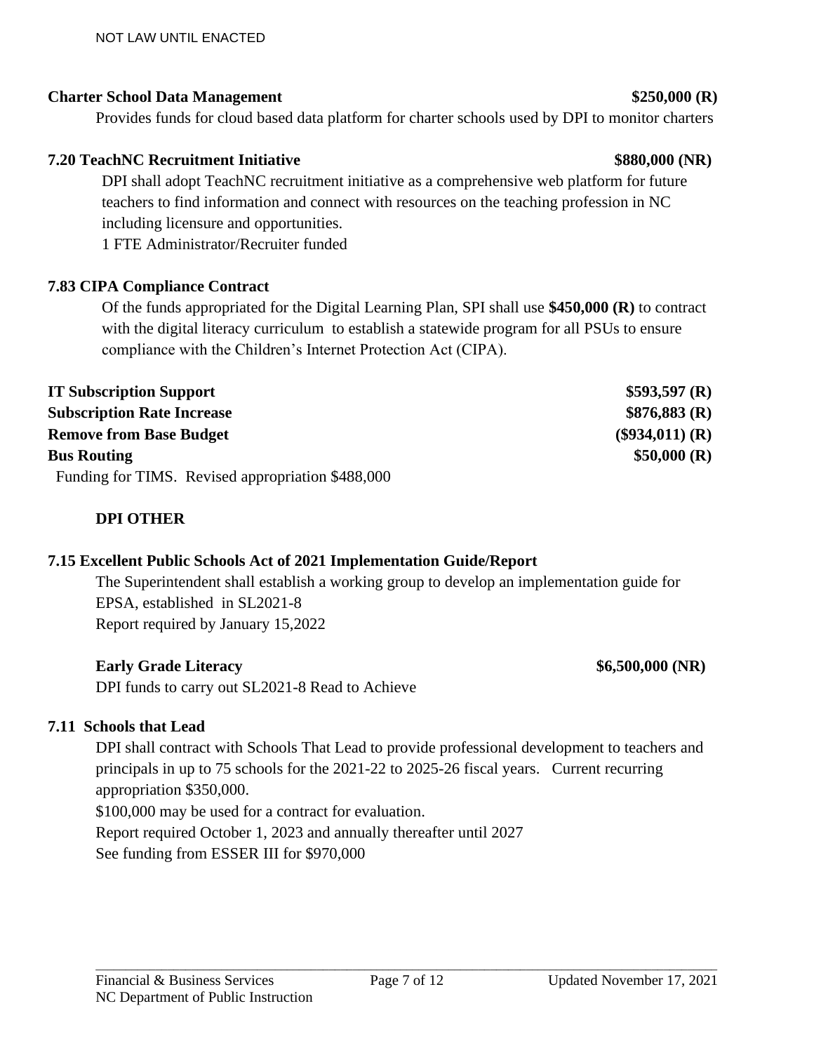**Charter School Data Management** **$250,000 (R)**

Provides funds for cloud based data platform for charter schools used by DPI to monitor charters

**7.20 TeachNC Recruitment Initiative** **$880,000 (NR)**

DPI shall adopt TeachNC recruitment initiative as a comprehensive web platform for future teachers to find information and connect with resources on the teaching profession in NC including licensure and opportunities.

1 FTE Administrator/Recruiter funded

**7.83 CIPA Compliance Contract**

Of the funds appropriated for the Digital Learning Plan, SPI shall use **$450,000 (R)** to contract with the digital literacy curriculum to establish a statewide program for all PSUs to ensure compliance with the Children's Internet Protection Act (CIPA).

**IT Subscription Support** **$593,597 (R)**

**Subscription Rate Increase** **$876,883 (R)**

**Remove from Base Budget** **($934,011) (R)**

**Bus Routing** **$50,000 (R)**

Funding for TIMS. Revised appropriation $488,000

## DPI OTHER

**7.15 Excellent Public Schools Act of 2021 Implementation Guide/Report**

The Superintendent shall establish a working group to develop an implementation guide for EPSA, established in SL2021-8

Report required by January 15,2022

**Early Grade Literacy** **$6,500,000 (NR)**

DPI funds to carry out SL2021-8 Read to Achieve

**7.11 Schools that Lead**

DPI shall contract with Schools That Lead to provide professional development to teachers and principals in up to 75 schools for the 2021-22 to 2025-26 fiscal years. Current recurring appropriation $350,000.

$100,000 may be used for a contract for evaluation.

Report required October 1, 2023 and annually thereafter until 2027

See funding from ESSER III for $970,000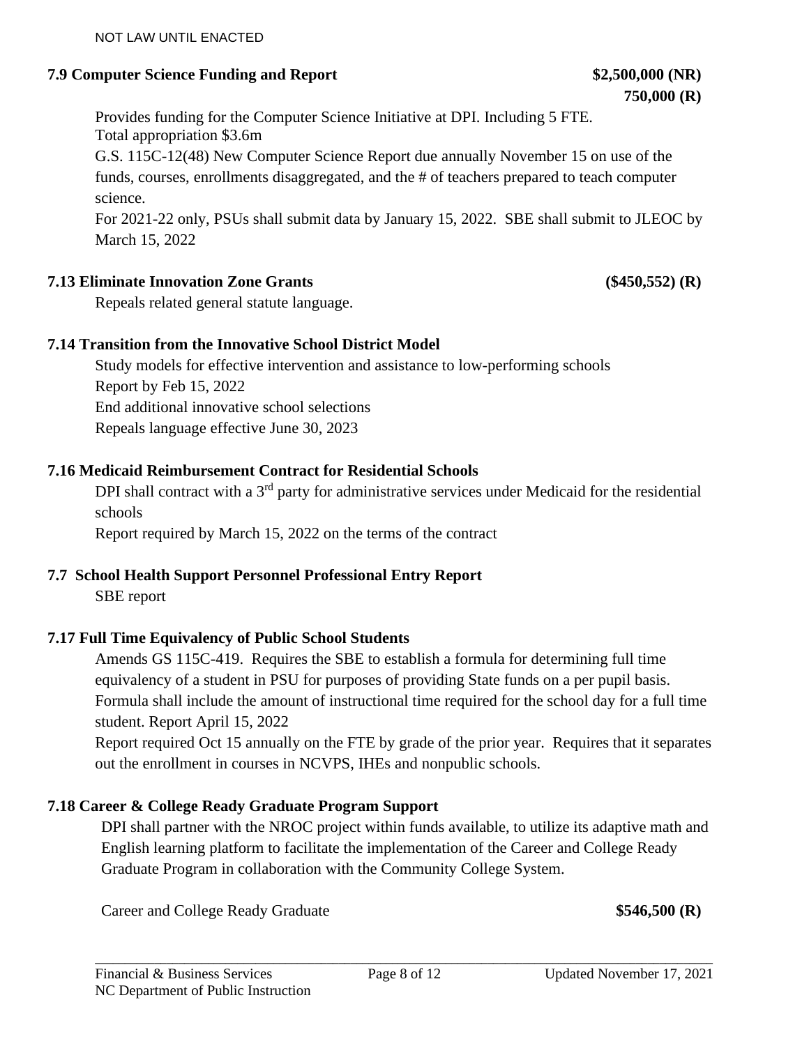NOT LAW UNTIL ENACTED

**7.9 Computer Science Funding and Report** **$2,500,000 (NR)**
**750,000 (R)**

Provides funding for the Computer Science Initiative at DPI. Including 5 FTE.
Total appropriation $3.6m
G.S. 115C-12(48) New Computer Science Report due annually November 15 on use of the funds, courses, enrollments disaggregated, and the # of teachers prepared to teach computer science.
For 2021-22 only, PSUs shall submit data by January 15, 2022. SBE shall submit to JLEOC by March 15, 2022

**7.13 Eliminate Innovation Zone Grants** **($450,552) (R)**

Repeals related general statute language.

**7.14 Transition from the Innovative School District Model**

Study models for effective intervention and assistance to low-performing schools
Report by Feb 15, 2022
End additional innovative school selections
Repeals language effective June 30, 2023

**7.16 Medicaid Reimbursement Contract for Residential Schools**

DPI shall contract with a 3rd party for administrative services under Medicaid for the residential schools
Report required by March 15, 2022 on the terms of the contract

**7.7 School Health Support Personnel Professional Entry Report**

SBE report

**7.17 Full Time Equivalency of Public School Students**

Amends GS 115C-419. Requires the SBE to establish a formula for determining full time equivalency of a student in PSU for purposes of providing State funds on a per pupil basis. Formula shall include the amount of instructional time required for the school day for a full time student. Report April 15, 2022
Report required Oct 15 annually on the FTE by grade of the prior year. Requires that it separates out the enrollment in courses in NCVPS, IHEs and nonpublic schools.

**7.18 Career & College Ready Graduate Program Support**

DPI shall partner with the NROC project within funds available, to utilize its adaptive math and English learning platform to facilitate the implementation of the Career and College Ready Graduate Program in collaboration with the Community College System.

Career and College Ready Graduate **$546,500 (R)**

Financial & Business Services
NC Department of Public Instruction
Updated November 17, 2021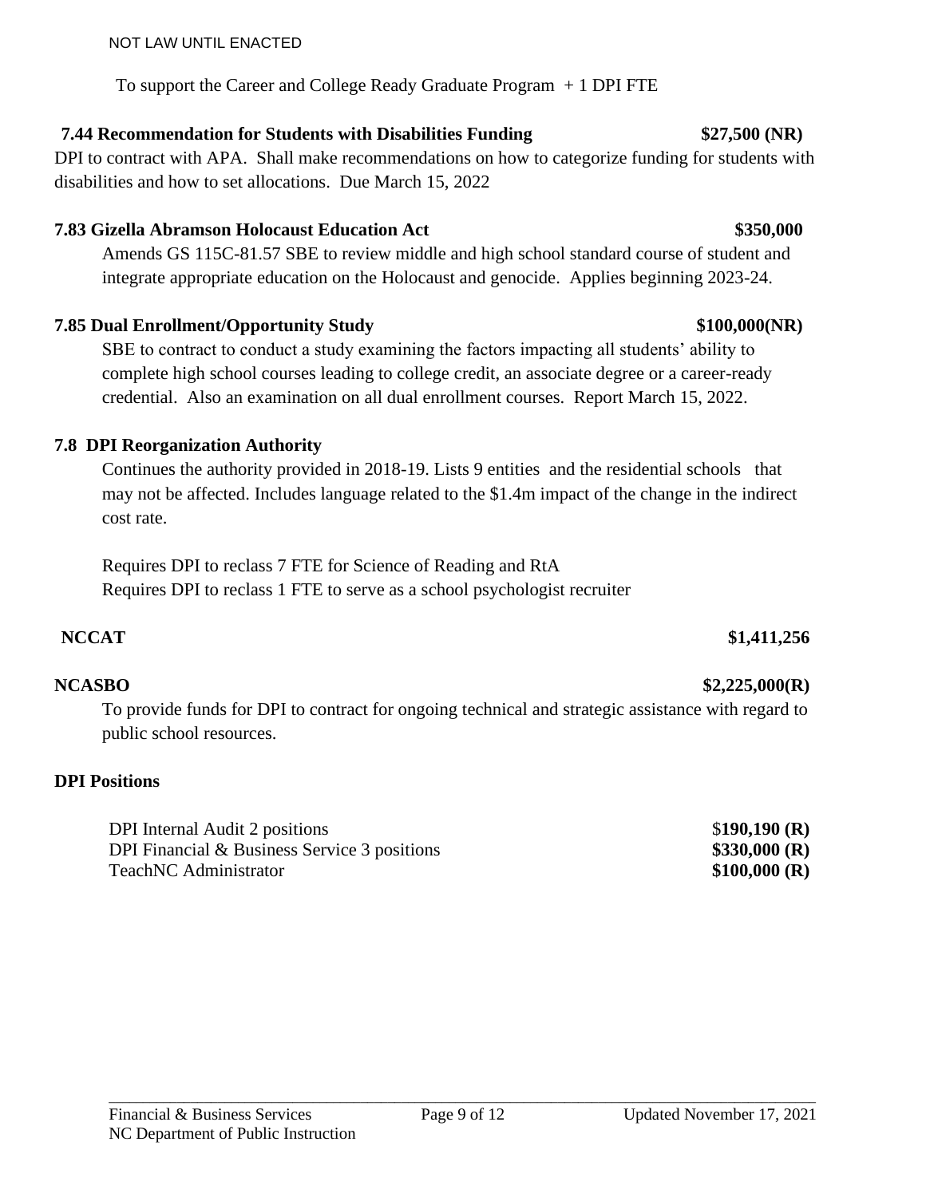NOT LAW UNTIL ENACTED

To support the Career and College Ready Graduate Program + 1 DPI FTE

**7.44 Recommendation for Students with Disabilities Funding** **$27,500 (NR)**

DPI to contract with APA. Shall make recommendations on how to categorize funding for students with disabilities and how to set allocations. Due March 15, 2022

**7.83 Gizella Abramson Holocaust Education Act** **$350,000**

Amends GS 115C-81.57 SBE to review middle and high school standard course of student and integrate appropriate education on the Holocaust and genocide. Applies beginning 2023-24.

**7.85 Dual Enrollment/Opportunity Study** **$100,000(NR)**

SBE to contract to conduct a study examining the factors impacting all students' ability to complete high school courses leading to college credit, an associate degree or a career-ready credential. Also an examination on all dual enrollment courses. Report March 15, 2022.

**7.8 DPI Reorganization Authority**

Continues the authority provided in 2018-19. Lists 9 entities and the residential schools that may not be affected. Includes language related to the $1.4m impact of the change in the indirect cost rate.

Requires DPI to reclass 7 FTE for Science of Reading and RtA
Requires DPI to reclass 1 FTE to serve as a school psychologist recruiter

**NCCAT** **$1,411,256**

**NCASBO** **$2,225,000(R)**

To provide funds for DPI to contract for ongoing technical and strategic assistance with regard to public school resources.

**DPI Positions**

| | |
|---|---|
| DPI Internal Audit 2 positions | $**190,190 (R)** |
| DPI Financial & Business Service 3 positions | **$330,000 (R)** |
| TeachNC Administrator | **$100,000 (R)** |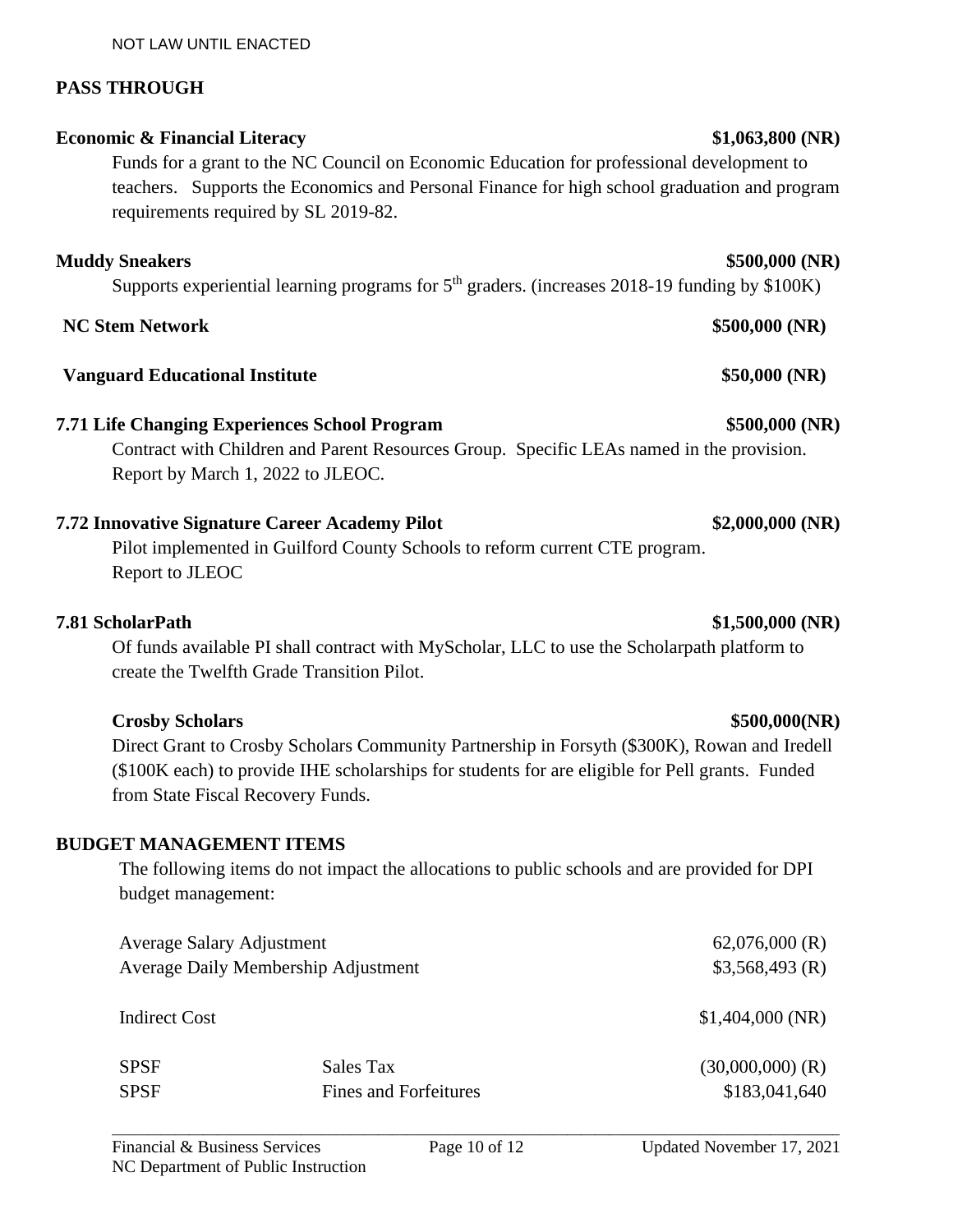NOT LAW UNTIL ENACTED

## PASS THROUGH

**Economic & Financial Literacy** **$1,063,800 (NR)**

Funds for a grant to the NC Council on Economic Education for professional development to teachers. Supports the Economics and Personal Finance for high school graduation and program requirements required by SL 2019-82.

**Muddy Sneakers** **$500,000 (NR)**

Supports experiential learning programs for 5th graders. (increases 2018-19 funding by $100K)

**NC Stem Network** **$500,000 (NR)**

**Vanguard Educational Institute** **$50,000 (NR)**

**7.71 Life Changing Experiences School Program** **$500,000 (NR)**

Contract with Children and Parent Resources Group. Specific LEAs named in the provision. Report by March 1, 2022 to JLEOC.

**7.72 Innovative Signature Career Academy Pilot** **$2,000,000 (NR)**

Pilot implemented in Guilford County Schools to reform current CTE program. Report to JLEOC

**7.81 ScholarPath** **$1,500,000 (NR)**

Of funds available PI shall contract with MyScholar, LLC to use the Scholarpath platform to create the Twelfth Grade Transition Pilot.

**Crosby Scholars** **$500,000(NR)**

Direct Grant to Crosby Scholars Community Partnership in Forsyth ($300K), Rowan and Iredell ($100K each) to provide IHE scholarships for students for are eligible for Pell grants. Funded from State Fiscal Recovery Funds.

## BUDGET MANAGEMENT ITEMS

The following items do not impact the allocations to public schools and are provided for DPI budget management:

| | | |
|---|---|---|
| Average Salary Adjustment | | 62,076,000 (R) |
| Average Daily Membership Adjustment | | $3,568,493 (R) |
| Indirect Cost | | $1,404,000 (NR) |
| SPSF | Sales Tax | (30,000,000) (R) |
| SPSF | Fines and Forfeitures | $183,041,640 |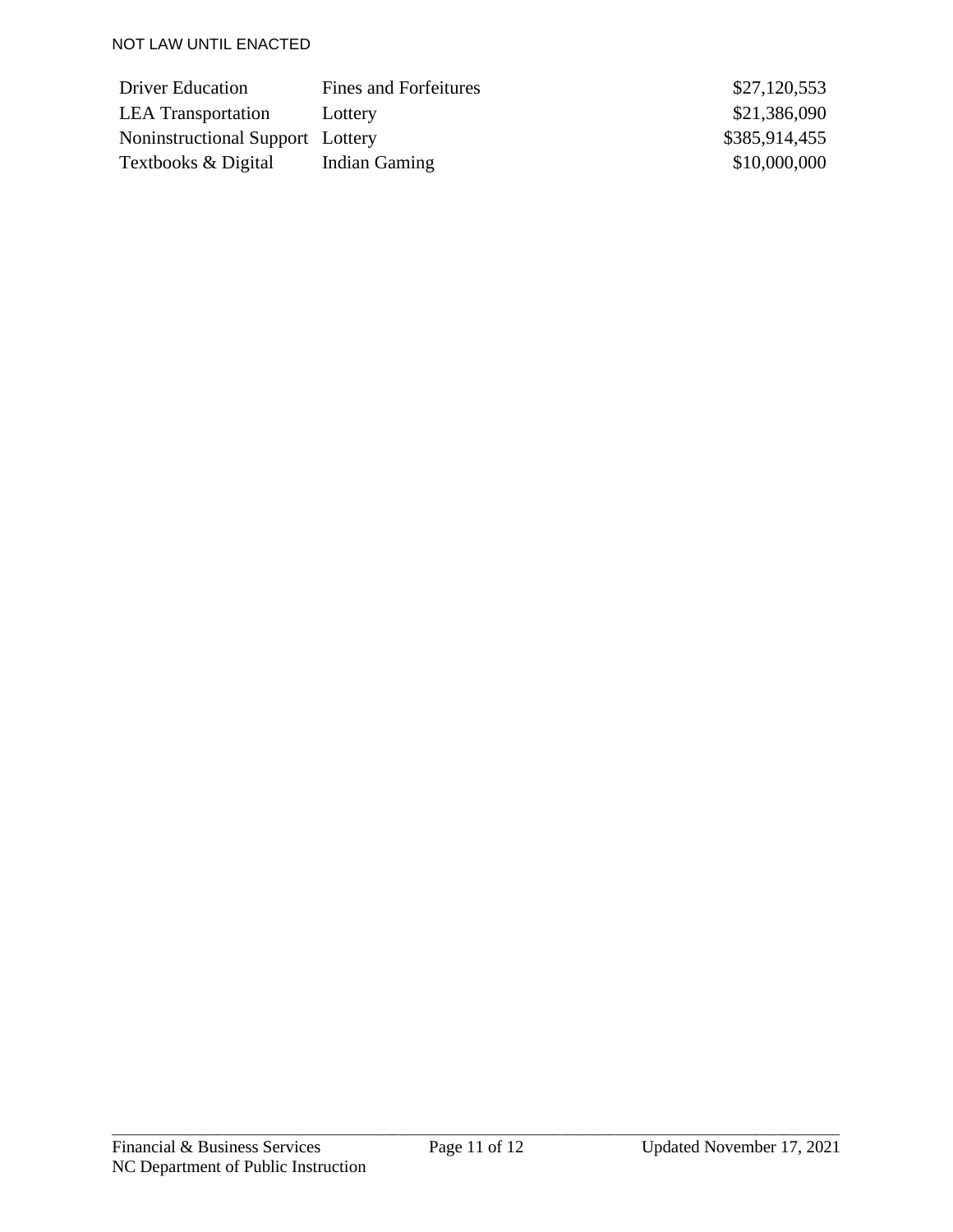NOT LAW UNTIL ENACTED

| | | |
|---|---|---|
| Driver Education | Fines and Forfeitures | $27,120,553 |
| LEA Transportation | Lottery | $21,386,090 |
| Noninstructional Support | Lottery | $385,914,455 |
| Textbooks & Digital | Indian Gaming | $10,000,000 |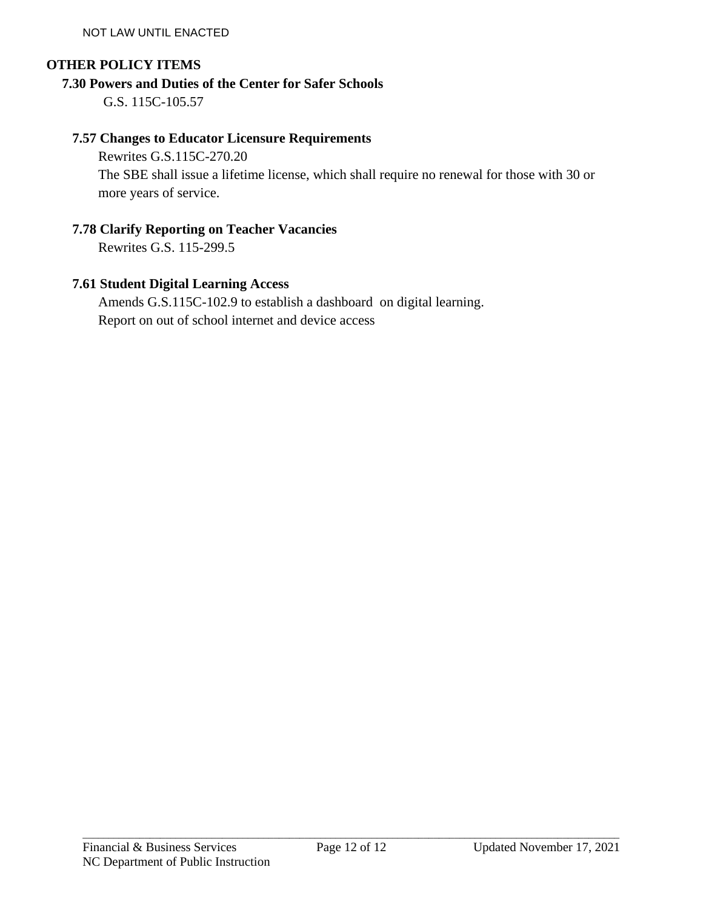NOT LAW UNTIL ENACTED

**OTHER POLICY ITEMS**

**7.30 Powers and Duties of the Center for Safer Schools**

G.S. 115C-105.57

**7.57 Changes to Educator Licensure Requirements**

Rewrites G.S.115C-270.20

The SBE shall issue a lifetime license, which shall require no renewal for those with 30 or more years of service.

**7.78 Clarify Reporting on Teacher Vacancies**

Rewrites G.S. 115-299.5

**7.61 Student Digital Learning Access**

Amends G.S.115C-102.9 to establish a dashboard on digital learning.

Report on out of school internet and device access